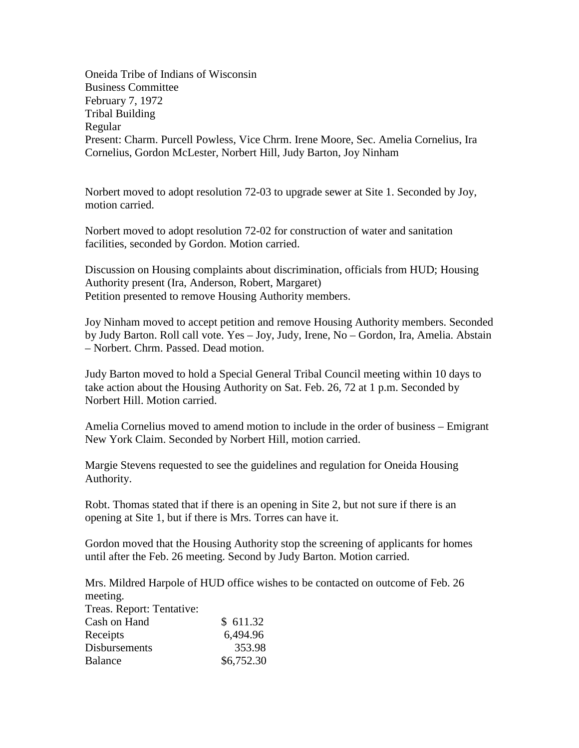Oneida Tribe of Indians of Wisconsin
Business Committee
February 7, 1972
Tribal Building
Regular
Present: Charm. Purcell Powless, Vice Chrm. Irene Moore, Sec. Amelia Cornelius, Ira Cornelius, Gordon McLester, Norbert Hill, Judy Barton, Joy Ninham

Norbert moved to adopt resolution 72-03 to upgrade sewer at Site 1. Seconded by Joy, motion carried.

Norbert moved to adopt resolution 72-02 for construction of water and sanitation facilities, seconded by Gordon. Motion carried.

Discussion on Housing complaints about discrimination, officials from HUD; Housing Authority present (Ira, Anderson, Robert, Margaret)
Petition presented to remove Housing Authority members.

Joy Ninham moved to accept petition and remove Housing Authority members. Seconded by Judy Barton. Roll call vote. Yes – Joy, Judy, Irene, No – Gordon, Ira, Amelia. Abstain – Norbert. Chrm. Passed. Dead motion.

Judy Barton moved to hold a Special General Tribal Council meeting within 10 days to take action about the Housing Authority on Sat. Feb. 26, 72 at 1 p.m. Seconded by Norbert Hill. Motion carried.

Amelia Cornelius moved to amend motion to include in the order of business – Emigrant New York Claim. Seconded by Norbert Hill, motion carried.

Margie Stevens requested to see the guidelines and regulation for Oneida Housing Authority.

Robt. Thomas stated that if there is an opening in Site 2, but not sure if there is an opening at Site 1, but if there is Mrs. Torres can have it.

Gordon moved that the Housing Authority stop the screening of applicants for homes until after the Feb. 26 meeting. Second by Judy Barton. Motion carried.

Mrs. Mildred Harpole of HUD office wishes to be contacted on outcome of Feb. 26 meeting.

Treas. Report: Tentative:

| | |
|---|---|
| Cash on Hand | $ 611.32 |
| Receipts | 6,494.96 |
| Disbursements | 353.98 |
| Balance | $6,752.30 |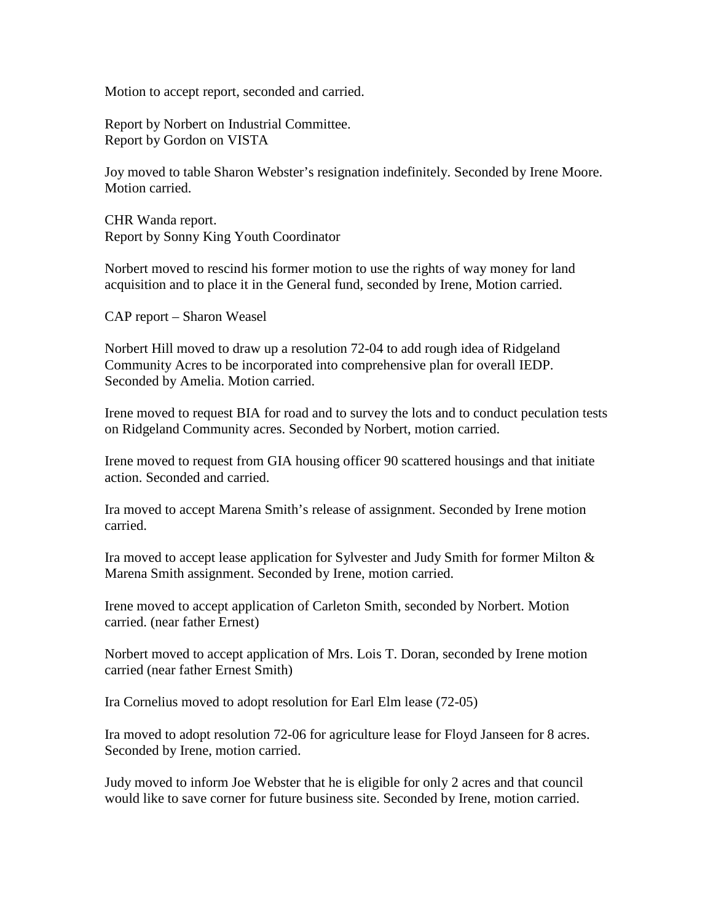Motion to accept report, seconded and carried.

Report by Norbert on Industrial Committee.
Report by Gordon on VISTA

Joy moved to table Sharon Webster's resignation indefinitely. Seconded by Irene Moore. Motion carried.

CHR Wanda report.
Report by Sonny King Youth Coordinator

Norbert moved to rescind his former motion to use the rights of way money for land acquisition and to place it in the General fund, seconded by Irene, Motion carried.

CAP report – Sharon Weasel

Norbert Hill moved to draw up a resolution 72-04 to add rough idea of Ridgeland Community Acres to be incorporated into comprehensive plan for overall IEDP. Seconded by Amelia. Motion carried.

Irene moved to request BIA for road and to survey the lots and to conduct peculation tests on Ridgeland Community acres. Seconded by Norbert, motion carried.

Irene moved to request from GIA housing officer 90 scattered housings and that initiate action. Seconded and carried.

Ira moved to accept Marena Smith's release of assignment. Seconded by Irene motion carried.

Ira moved to accept lease application for Sylvester and Judy Smith for former Milton & Marena Smith assignment. Seconded by Irene, motion carried.

Irene moved to accept application of Carleton Smith, seconded by Norbert. Motion carried. (near father Ernest)

Norbert moved to accept application of Mrs. Lois T. Doran, seconded by Irene motion carried (near father Ernest Smith)

Ira Cornelius moved to adopt resolution for Earl Elm lease (72-05)

Ira moved to adopt resolution 72-06 for agriculture lease for Floyd Janseen for 8 acres. Seconded by Irene, motion carried.

Judy moved to inform Joe Webster that he is eligible for only 2 acres and that council would like to save corner for future business site. Seconded by Irene, motion carried.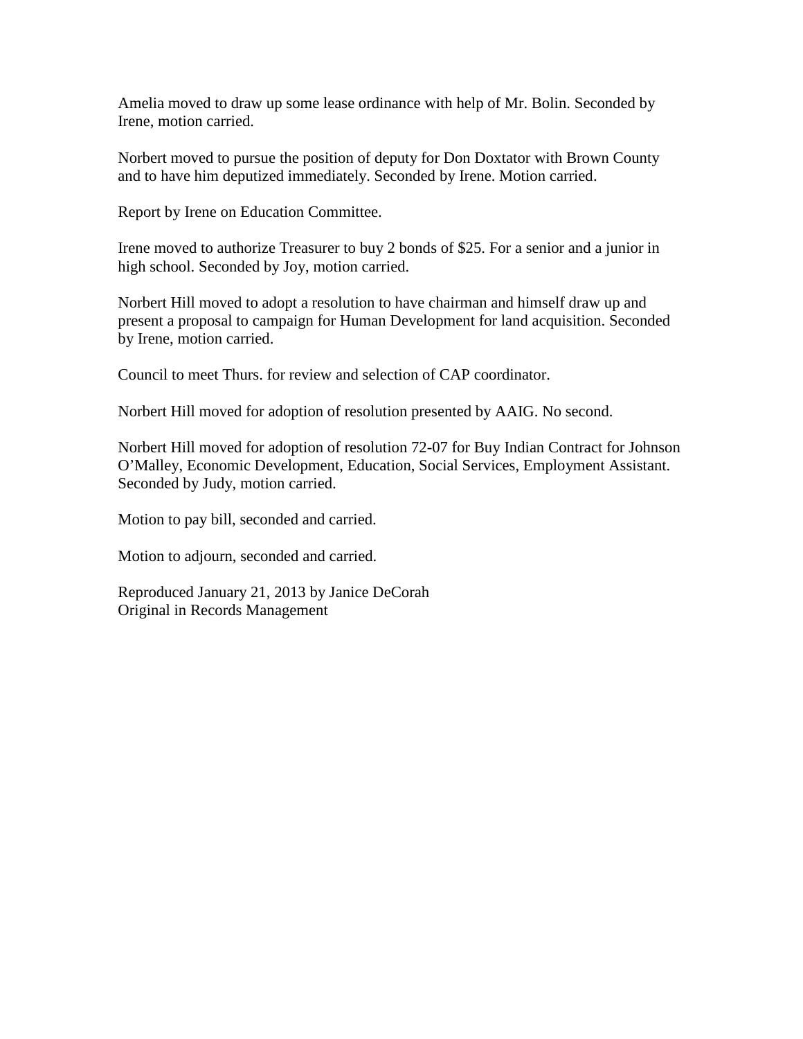Amelia moved to draw up some lease ordinance with help of Mr. Bolin. Seconded by Irene, motion carried.

Norbert moved to pursue the position of deputy for Don Doxtator with Brown County and to have him deputized immediately. Seconded by Irene. Motion carried.

Report by Irene on Education Committee.

Irene moved to authorize Treasurer to buy 2 bonds of $25. For a senior and a junior in high school. Seconded by Joy, motion carried.

Norbert Hill moved to adopt a resolution to have chairman and himself draw up and present a proposal to campaign for Human Development for land acquisition. Seconded by Irene, motion carried.

Council to meet Thurs. for review and selection of CAP coordinator.

Norbert Hill moved for adoption of resolution presented by AAIG. No second.

Norbert Hill moved for adoption of resolution 72-07 for Buy Indian Contract for Johnson O'Malley, Economic Development, Education, Social Services, Employment Assistant. Seconded by Judy, motion carried.

Motion to pay bill, seconded and carried.

Motion to adjourn, seconded and carried.

Reproduced January 21, 2013 by Janice DeCorah
Original in Records Management